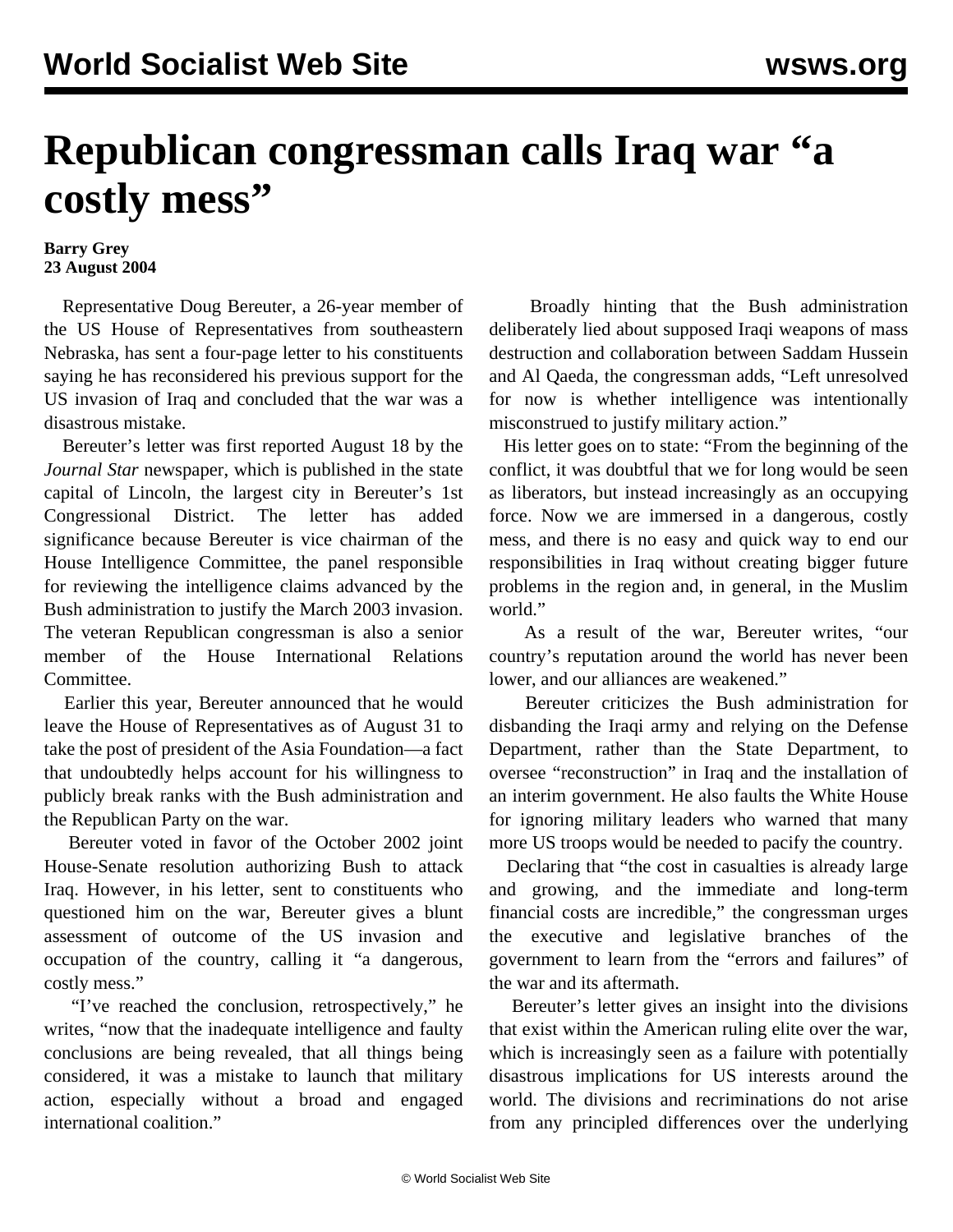# Republican congressman calls Iraq war "a costly mess"

**Barry Grey**
**23 August 2004**

Representative Doug Bereuter, a 26-year member of the US House of Representatives from southeastern Nebraska, has sent a four-page letter to his constituents saying he has reconsidered his previous support for the US invasion of Iraq and concluded that the war was a disastrous mistake.

Bereuter's letter was first reported August 18 by the *Journal Star* newspaper, which is published in the state capital of Lincoln, the largest city in Bereuter's 1st Congressional District. The letter has added significance because Bereuter is vice chairman of the House Intelligence Committee, the panel responsible for reviewing the intelligence claims advanced by the Bush administration to justify the March 2003 invasion. The veteran Republican congressman is also a senior member of the House International Relations Committee.

Earlier this year, Bereuter announced that he would leave the House of Representatives as of August 31 to take the post of president of the Asia Foundation—a fact that undoubtedly helps account for his willingness to publicly break ranks with the Bush administration and the Republican Party on the war.

Bereuter voted in favor of the October 2002 joint House-Senate resolution authorizing Bush to attack Iraq. However, in his letter, sent to constituents who questioned him on the war, Bereuter gives a blunt assessment of outcome of the US invasion and occupation of the country, calling it "a dangerous, costly mess."

"I've reached the conclusion, retrospectively," he writes, "now that the inadequate intelligence and faulty conclusions are being revealed, that all things being considered, it was a mistake to launch that military action, especially without a broad and engaged international coalition."

Broadly hinting that the Bush administration deliberately lied about supposed Iraqi weapons of mass destruction and collaboration between Saddam Hussein and Al Qaeda, the congressman adds, "Left unresolved for now is whether intelligence was intentionally misconstrued to justify military action."

His letter goes on to state: "From the beginning of the conflict, it was doubtful that we for long would be seen as liberators, but instead increasingly as an occupying force. Now we are immersed in a dangerous, costly mess, and there is no easy and quick way to end our responsibilities in Iraq without creating bigger future problems in the region and, in general, in the Muslim world."

As a result of the war, Bereuter writes, "our country's reputation around the world has never been lower, and our alliances are weakened."

Bereuter criticizes the Bush administration for disbanding the Iraqi army and relying on the Defense Department, rather than the State Department, to oversee "reconstruction" in Iraq and the installation of an interim government. He also faults the White House for ignoring military leaders who warned that many more US troops would be needed to pacify the country.

Declaring that "the cost in casualties is already large and growing, and the immediate and long-term financial costs are incredible," the congressman urges the executive and legislative branches of the government to learn from the "errors and failures" of the war and its aftermath.

Bereuter's letter gives an insight into the divisions that exist within the American ruling elite over the war, which is increasingly seen as a failure with potentially disastrous implications for US interests around the world. The divisions and recriminations do not arise from any principled differences over the underlying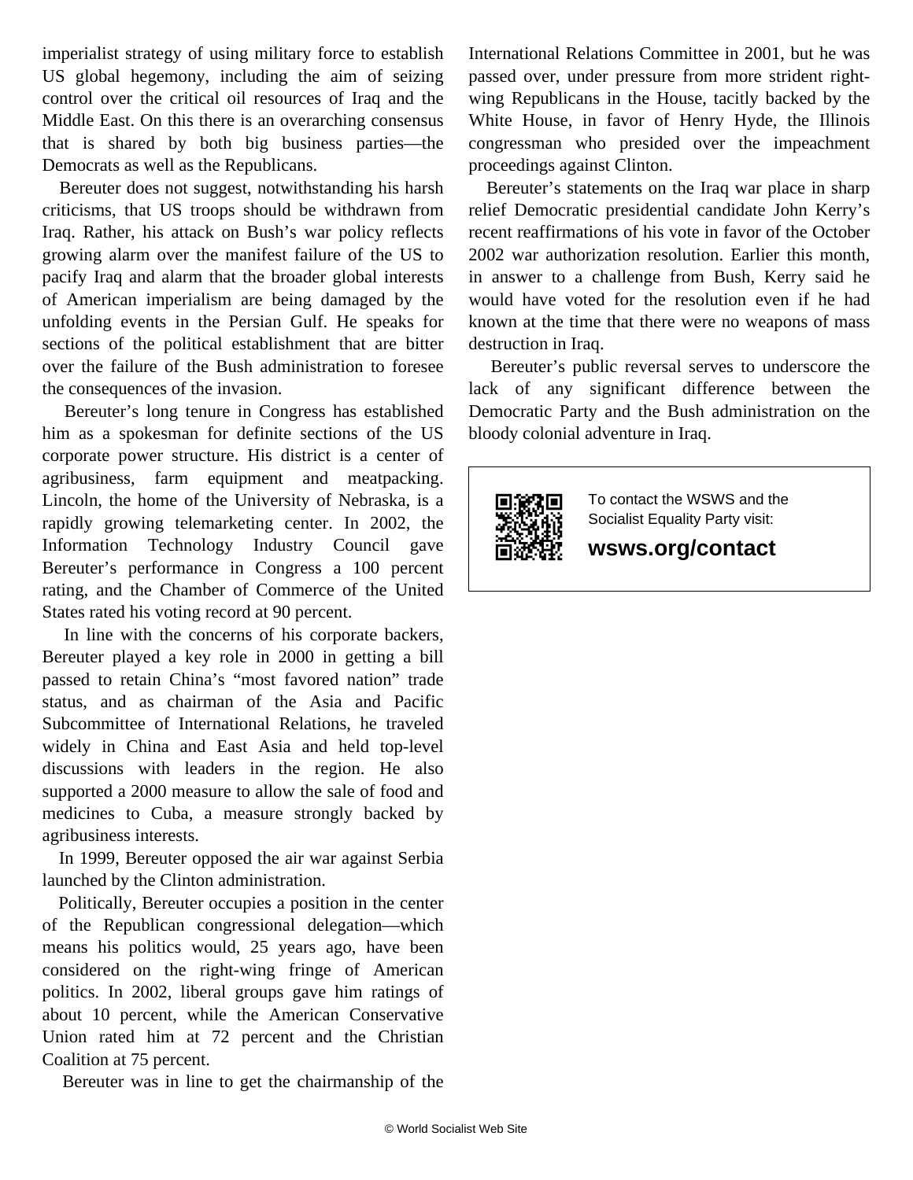imperialist strategy of using military force to establish US global hegemony, including the aim of seizing control over the critical oil resources of Iraq and the Middle East. On this there is an overarching consensus that is shared by both big business parties—the Democrats as well as the Republicans.

Bereuter does not suggest, notwithstanding his harsh criticisms, that US troops should be withdrawn from Iraq. Rather, his attack on Bush's war policy reflects growing alarm over the manifest failure of the US to pacify Iraq and alarm that the broader global interests of American imperialism are being damaged by the unfolding events in the Persian Gulf. He speaks for sections of the political establishment that are bitter over the failure of the Bush administration to foresee the consequences of the invasion.

Bereuter's long tenure in Congress has established him as a spokesman for definite sections of the US corporate power structure. His district is a center of agribusiness, farm equipment and meatpacking. Lincoln, the home of the University of Nebraska, is a rapidly growing telemarketing center. In 2002, the Information Technology Industry Council gave Bereuter's performance in Congress a 100 percent rating, and the Chamber of Commerce of the United States rated his voting record at 90 percent.

In line with the concerns of his corporate backers, Bereuter played a key role in 2000 in getting a bill passed to retain China's "most favored nation" trade status, and as chairman of the Asia and Pacific Subcommittee of International Relations, he traveled widely in China and East Asia and held top-level discussions with leaders in the region. He also supported a 2000 measure to allow the sale of food and medicines to Cuba, a measure strongly backed by agribusiness interests.

In 1999, Bereuter opposed the air war against Serbia launched by the Clinton administration.

Politically, Bereuter occupies a position in the center of the Republican congressional delegation—which means his politics would, 25 years ago, have been considered on the right-wing fringe of American politics. In 2002, liberal groups gave him ratings of about 10 percent, while the American Conservative Union rated him at 72 percent and the Christian Coalition at 75 percent.

Bereuter was in line to get the chairmanship of the International Relations Committee in 2001, but he was passed over, under pressure from more strident right-wing Republicans in the House, tacitly backed by the White House, in favor of Henry Hyde, the Illinois congressman who presided over the impeachment proceedings against Clinton.

Bereuter's statements on the Iraq war place in sharp relief Democratic presidential candidate John Kerry's recent reaffirmations of his vote in favor of the October 2002 war authorization resolution. Earlier this month, in answer to a challenge from Bush, Kerry said he would have voted for the resolution even if he had known at the time that there were no weapons of mass destruction in Iraq.

Bereuter's public reversal serves to underscore the lack of any significant difference between the Democratic Party and the Bush administration on the bloody colonial adventure in Iraq.

To contact the WSWS and the Socialist Equality Party visit:

**wsws.org/contact**